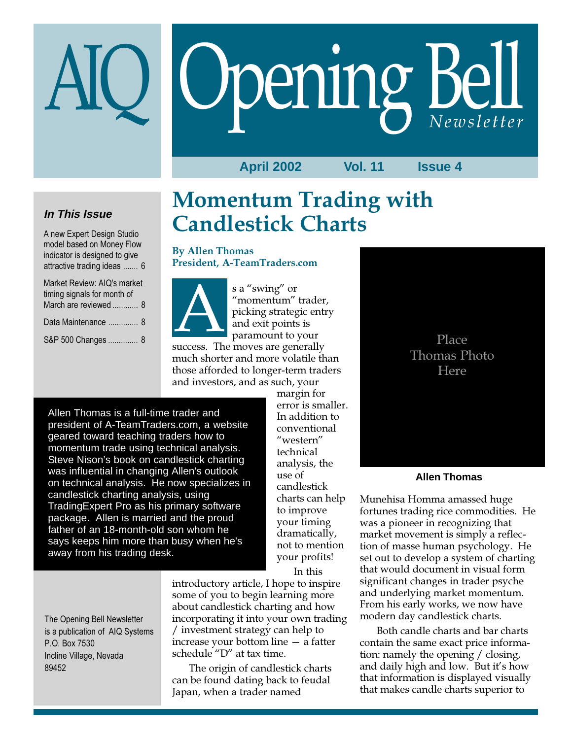# AIQ Opening Bell *Newsletter*

April 2002 Vol. 11 Issue 4

***In This Issue***

A new Expert Design Studio model based on Money Flow indicator is designed to give attractive trading ideas ....... 6

Market Review: AIQ's market timing signals for month of March are reviewed ............ 8

Data Maintenance .............. 8

S&P 500 Changes .............. 8

# Momentum Trading with Candlestick Charts

**By Allen Thomas**
**President, A-TeamTraders.com**

As a "swing" or "momentum" trader, picking strategic entry and exit points is paramount to your success. The moves are generally much shorter and more volatile than those afforded to longer-term traders and investors, and as such, your margin for error is smaller. In addition to conventional "western" technical analysis, the use of candlestick charts can help to improve your timing dramatically, not to mention your profits!

In this introductory article, I hope to inspire some of you to begin learning more about candlestick charting and how incorporating it into your own trading / investment strategy can help to increase your bottom line — a fatter schedule "D" at tax time.

The origin of candlestick charts can be found dating back to feudal Japan, when a trader named Munehisa Homma amassed huge fortunes trading rice commodities. He was a pioneer in recognizing that market movement is simply a reflection of masse human psychology. He set out to develop a system of charting that would document in visual form significant changes in trader psyche and underlying market momentum. From his early works, we now have modern day candlestick charts.

Both candle charts and bar charts contain the same exact price information: namely the opening / closing, and daily high and low. But it's how that information is displayed visually that makes candle charts superior to

Allen Thomas is a full-time trader and president of A-TeamTraders.com, a website geared toward teaching traders how to momentum trade using technical analysis. Steve Nison's book on candlestick charting was influential in changing Allen's outlook on technical analysis. He now specializes in candlestick charting analysis, using TradingExpert Pro as his primary software package. Allen is married and the proud father of an 18-month-old son whom he says keeps him more than busy when he's away from his trading desk.

Place Thomas Photo Here

**Allen Thomas**

The Opening Bell Newsletter is a publication of AIQ Systems
P.O. Box 7530
Incline Village, Nevada
89452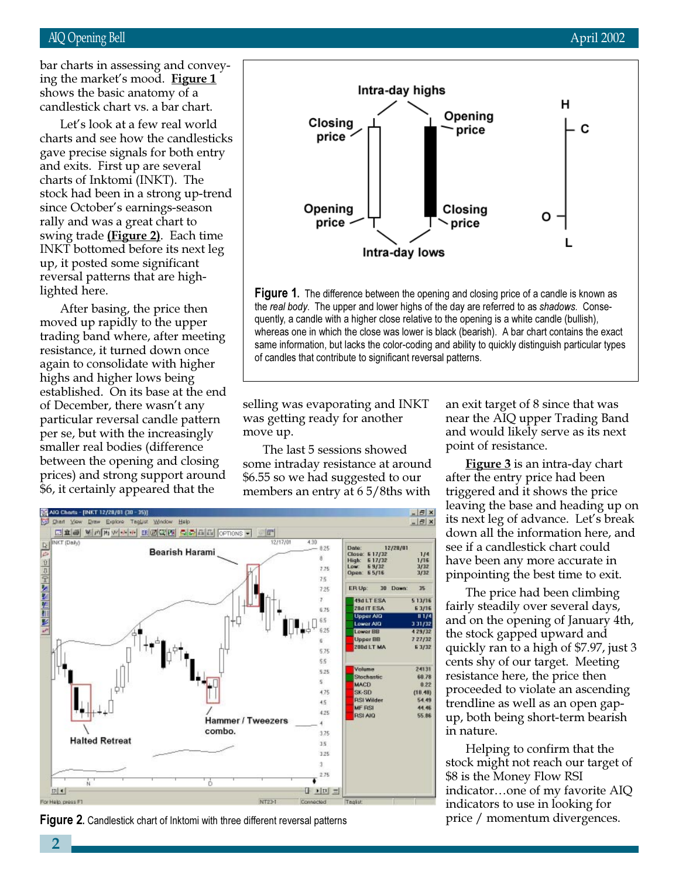bar charts in assessing and conveying the market's mood. **Figure 1** shows the basic anatomy of a candlestick chart vs. a bar chart.

Let's look at a few real world charts and see how the candlesticks gave precise signals for both entry and exits. First up are several charts of Inktomi (INKT). The stock had been in a strong up-trend since October's earnings-season rally and was a great chart to swing trade **(Figure 2)**. Each time INKT bottomed before its next leg up, it posted some significant reversal patterns that are highlighted here.

After basing, the price then moved up rapidly to the upper trading band where, after meeting resistance, it turned down once again to consolidate with higher highs and higher lows being established. On its base at the end of December, there wasn't any particular reversal candle pattern per se, but with the increasingly smaller real bodies (difference between the opening and closing prices) and strong support around $6, it certainly appeared that the selling was evaporating and INKT was getting ready for another move up.

**Figure 1.** The difference between the opening and closing price of a candle is known as the *real body*. The upper and lower highs of the day are referred to as *shadows*. Consequently, a candle with a higher close relative to the opening is a white candle (bullish), whereas one in which the close was lower is black (bearish). A bar chart contains the exact same information, but lacks the color-coding and ability to quickly distinguish particular types of candles that contribute to significant reversal patterns.

The last 5 sessions showed some intraday resistance at around $6.55 so we had suggested to our members an entry at 6 5/8ths with an exit target of 8 since that was near the AIQ upper Trading Band and would likely serve as its next point of resistance.

**Figure 2.** Candlestick chart of Inktomi with three different reversal patterns

**Figure 3** is an intra-day chart after the entry price had been triggered and it shows the price leaving the base and heading up on its next leg of advance. Let's break down all the information here, and see if a candlestick chart could have been any more accurate in pinpointing the best time to exit.

The price had been climbing fairly steadily over several days, and on the opening of January 4th, the stock gapped upward and quickly ran to a high of $7.97, just 3 cents shy of our target. Meeting resistance here, the price then proceeded to violate an ascending trendline as well as an open gap-up, both being short-term bearish in nature.

Helping to confirm that the stock might not reach our target of $8 is the Money Flow RSI indicator…one of my favorite AIQ indicators to use in looking for price / momentum divergences.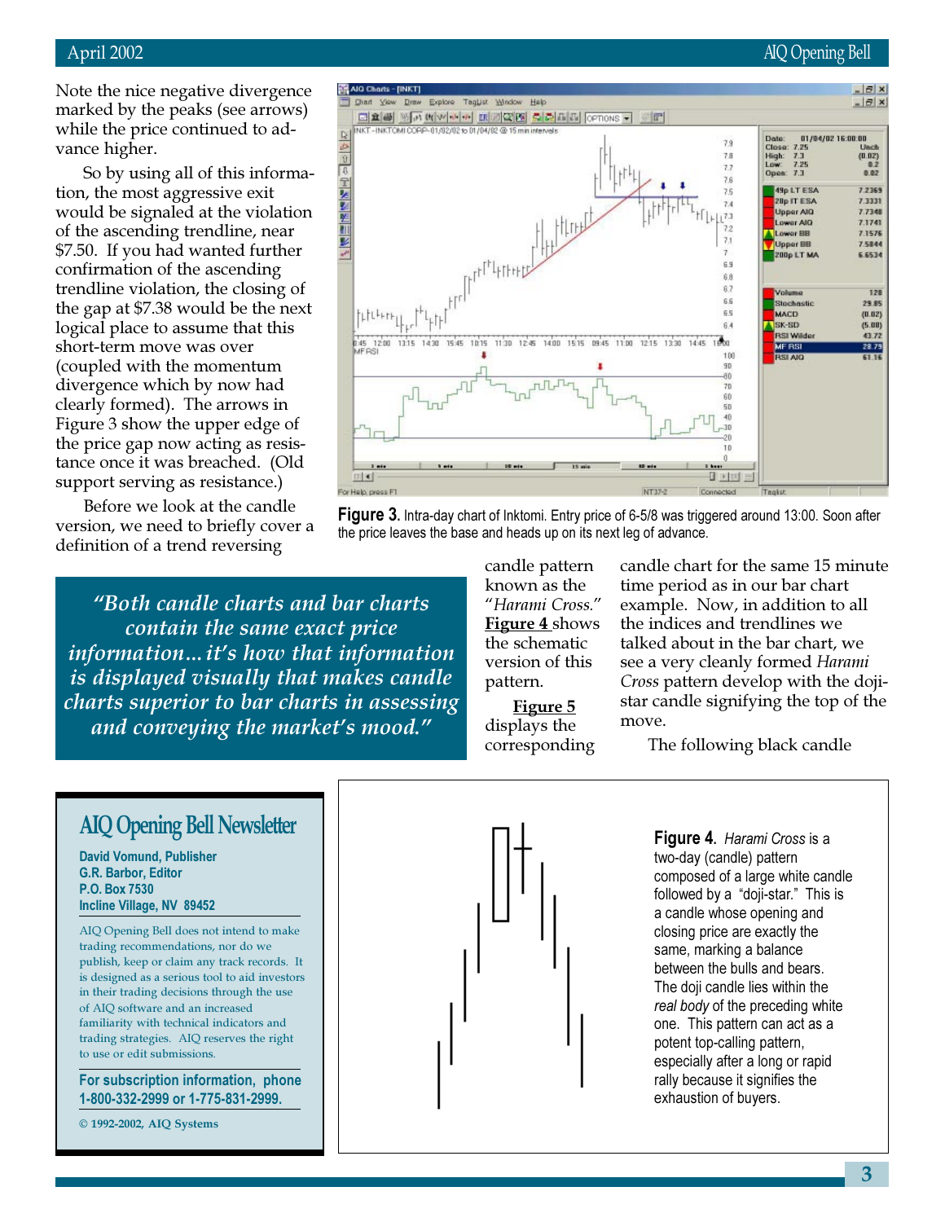Note the nice negative divergence marked by the peaks (see arrows) while the price continued to advance higher.

So by using all of this information, the most aggressive exit would be signaled at the violation of the ascending trendline, near $7.50. If you had wanted further confirmation of the ascending trendline violation, the closing of the gap at $7.38 would be the next logical place to assume that this short-term move was over (coupled with the momentum divergence which by now had clearly formed). The arrows in Figure 3 show the upper edge of the price gap now acting as resistance once it was breached. (Old support serving as resistance.)

Before we look at the candle version, we need to briefly cover a definition of a trend reversing candle pattern known as the "*Harami Cross*." **Figure 4** shows the schematic version of this pattern.

**Figure 5** displays the corresponding candle chart for the same 15 minute time period as in our bar chart example. Now, in addition to all the indices and trendlines we talked about in the bar chart, we see a very cleanly formed *Harami Cross* pattern develop with the doji-star candle signifying the top of the move.

The following black candle

**Figure 3.** Intra-day chart of Inktomi. Entry price of 6-5/8 was triggered around 13:00. Soon after the price leaves the base and heads up on its next leg of advance.

> *"Both candle charts and bar charts contain the same exact price information…it's how that information is displayed visually that makes candle charts superior to bar charts in assessing and conveying the market's mood."*

**Figure 4.** *Harami Cross* is a two-day (candle) pattern composed of a large white candle followed by a "doji-star." This is a candle whose opening and closing price are exactly the same, marking a balance between the bulls and bears. The doji candle lies within the *real body* of the preceding white one. This pattern can act as a potent top-calling pattern, especially after a long or rapid rally because it signifies the exhaustion of buyers.

## AIQ Opening Bell Newsletter

**David Vomund, Publisher**
**G.R. Barbor, Editor**
**P.O. Box 7530**
**Incline Village, NV 89452**

AIQ Opening Bell does not intend to make trading recommendations, nor do we publish, keep or claim any track records. It is designed as a serious tool to aid investors in their trading decisions through the use of AIQ software and an increased familiarity with technical indicators and trading strategies. AIQ reserves the right to use or edit submissions.

**For subscription information, phone 1-800-332-2999 or 1-775-831-2999.**

© 1992-2002, AIQ Systems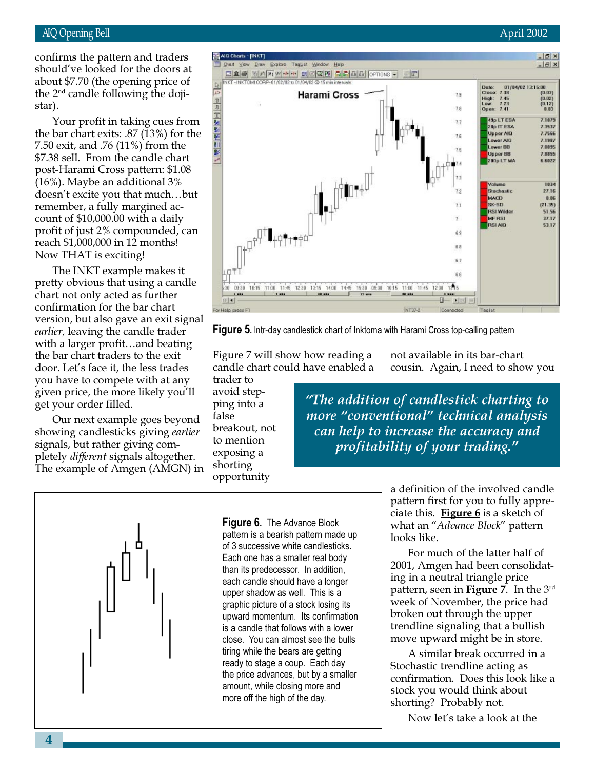confirms the pattern and traders should've looked for the doors at about $7.70 (the opening price of the 2nd candle following the doji-star).

Your profit in taking cues from the bar chart exits: .87 (13%) for the 7.50 exit, and .76 (11%) from the $7.38 sell. From the candle chart post-Harami Cross pattern: $1.08 (16%). Maybe an additional 3% doesn't excite you that much…but remember, a fully margined account of $10,000.00 with a daily profit of just 2% compounded, can reach $1,000,000 in 12 months! Now THAT is exciting!

The INKT example makes it pretty obvious that using a candle chart not only acted as further confirmation for the bar chart version, but also gave an exit signal *earlier*, leaving the candle trader with a larger profit…and beating the bar chart traders to the exit door. Let's face it, the less trades you have to compete with at any given price, the more likely you'll get your order filled.

Our next example goes beyond showing candlesticks giving *earlier* signals, but rather giving completely *different* signals altogether. The example of Amgen (AMGN) in Figure 7 will show how reading a candle chart could have enabled a trader to avoid stepping into a false breakout, not to mention exposing a shorting opportunity not available in its bar-chart cousin. Again, I need to show you a definition of the involved candle pattern first for you to fully appreciate this. **Figure 6** is a sketch of what an "*Advance Block*" pattern looks like.

**Figure 5.** Intr-day candlestick chart of Inktoma with Harami Cross top-calling pattern

> *"The addition of candlestick charting to more "conventional" technical analysis can help to increase the accuracy and profitability of your trading."*

**Figure 6.** The Advance Block pattern is a bearish pattern made up of 3 successive white candlesticks. Each one has a smaller real body than its predecessor. In addition, each candle should have a longer upper shadow as well. This is a graphic picture of a stock losing its upward momentum. Its confirmation is a candle that follows with a lower close. You can almost see the bulls tiring while the bears are getting ready to stage a coup. Each day the price advances, but by a smaller amount, while closing more and more off the high of the day.

For much of the latter half of 2001, Amgen had been consolidating in a neutral triangle price pattern, seen in **Figure 7**. In the 3rd week of November, the price had broken out through the upper trendline signaling that a bullish move upward might be in store.

A similar break occurred in a Stochastic trendline acting as confirmation. Does this look like a stock you would think about shorting? Probably not.

Now let's take a look at the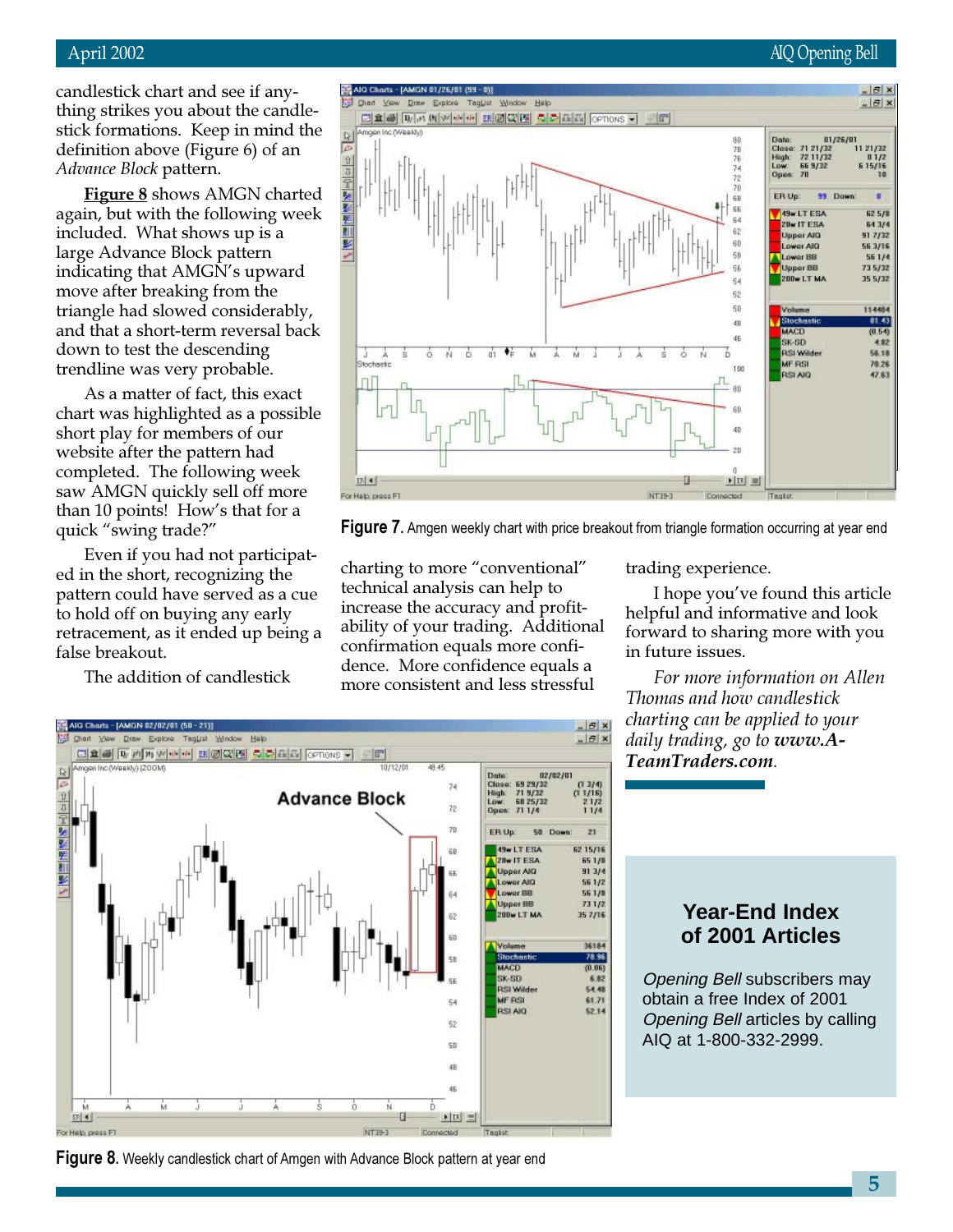candlestick chart and see if anything strikes you about the candlestick formations. Keep in mind the definition above (Figure 6) of an *Advance Block* pattern.

**Figure 8** shows AMGN charted again, but with the following week included. What shows up is a large Advance Block pattern indicating that AMGN's upward move after breaking from the triangle had slowed considerably, and that a short-term reversal back down to test the descending trendline was very probable.

As a matter of fact, this exact chart was highlighted as a possible short play for members of our website after the pattern had completed. The following week saw AMGN quickly sell off more than 10 points! How's that for a quick "swing trade?"

Even if you had not participated in the short, recognizing the pattern could have served as a cue to hold off on buying any early retracement, as it ended up being a false breakout.

The addition of candlestick charting to more "conventional" technical analysis can help to increase the accuracy and profitability of your trading. Additional confirmation equals more confidence. More confidence equals a more consistent and less stressful trading experience.

I hope you've found this article helpful and informative and look forward to sharing more with you in future issues.

*For more information on Allen Thomas and how candlestick charting can be applied to your daily trading, go to* ***www.A-TeamTraders.com****.*

**Figure 7.** Amgen weekly chart with price breakout from triangle formation occurring at year end

**Figure 8.** Weekly candlestick chart of Amgen with Advance Block pattern at year end

## Year-End Index of 2001 Articles

*Opening Bell* subscribers may obtain a free Index of 2001 *Opening Bell* articles by calling AIQ at 1-800-332-2999.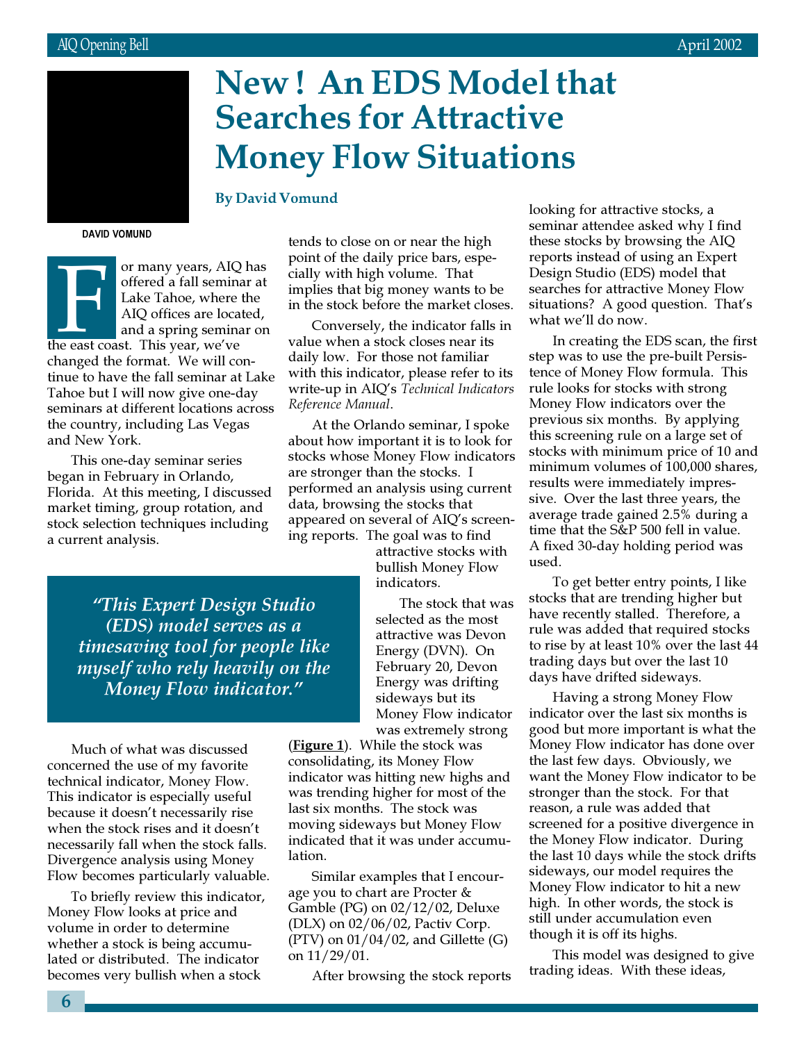# New ! An EDS Model that Searches for Attractive Money Flow Situations

**By David Vomund**

DAVID VOMUND

For many years, AIQ has offered a fall seminar at Lake Tahoe, where the AIQ offices are located, and a spring seminar on the east coast. This year, we've changed the format. We will continue to have the fall seminar at Lake Tahoe but I will now give one-day seminars at different locations across the country, including Las Vegas and New York.

This one-day seminar series began in February in Orlando, Florida. At this meeting, I discussed market timing, group rotation, and stock selection techniques including a current analysis.

> *"This Expert Design Studio (EDS) model serves as a timesaving tool for people like myself who rely heavily on the Money Flow indicator."*

Much of what was discussed concerned the use of my favorite technical indicator, Money Flow. This indicator is especially useful because it doesn't necessarily rise when the stock rises and it doesn't necessarily fall when the stock falls. Divergence analysis using Money Flow becomes particularly valuable.

To briefly review this indicator, Money Flow looks at price and volume in order to determine whether a stock is being accumulated or distributed. The indicator becomes very bullish when a stock tends to close on or near the high point of the daily price bars, especially with high volume. That implies that big money wants to be in the stock before the market closes.

Conversely, the indicator falls in value when a stock closes near its daily low. For those not familiar with this indicator, please refer to its write-up in AIQ's *Technical Indicators Reference Manual*.

At the Orlando seminar, I spoke about how important it is to look for stocks whose Money Flow indicators are stronger than the stocks. I performed an analysis using current data, browsing the stocks that appeared on several of AIQ's screening reports. The goal was to find attractive stocks with bullish Money Flow indicators.

The stock that was selected as the most attractive was Devon Energy (DVN). On February 20, Devon Energy was drifting sideways but its Money Flow indicator was extremely strong (**Figure 1**). While the stock was consolidating, its Money Flow indicator was hitting new highs and was trending higher for most of the last six months. The stock was moving sideways but Money Flow indicated that it was under accumulation.

Similar examples that I encourage you to chart are Procter & Gamble (PG) on 02/12/02, Deluxe (DLX) on 02/06/02, Pactiv Corp. (PTV) on 01/04/02, and Gillette (G) on 11/29/01.

After browsing the stock reports looking for attractive stocks, a seminar attendee asked why I find these stocks by browsing the AIQ reports instead of using an Expert Design Studio (EDS) model that searches for attractive Money Flow situations? A good question. That's what we'll do now.

In creating the EDS scan, the first step was to use the pre-built Persistence of Money Flow formula. This rule looks for stocks with strong Money Flow indicators over the previous six months. By applying this screening rule on a large set of stocks with minimum price of 10 and minimum volumes of 100,000 shares, results were immediately impressive. Over the last three years, the average trade gained 2.5% during a time that the S&P 500 fell in value. A fixed 30-day holding period was used.

To get better entry points, I like stocks that are trending higher but have recently stalled. Therefore, a rule was added that required stocks to rise by at least 10% over the last 44 trading days but over the last 10 days have drifted sideways.

Having a strong Money Flow indicator over the last six months is good but more important is what the Money Flow indicator has done over the last few days. Obviously, we want the Money Flow indicator to be stronger than the stock. For that reason, a rule was added that screened for a positive divergence in the Money Flow indicator. During the last 10 days while the stock drifts sideways, our model requires the Money Flow indicator to hit a new high. In other words, the stock is still under accumulation even though it is off its highs.

This model was designed to give trading ideas. With these ideas,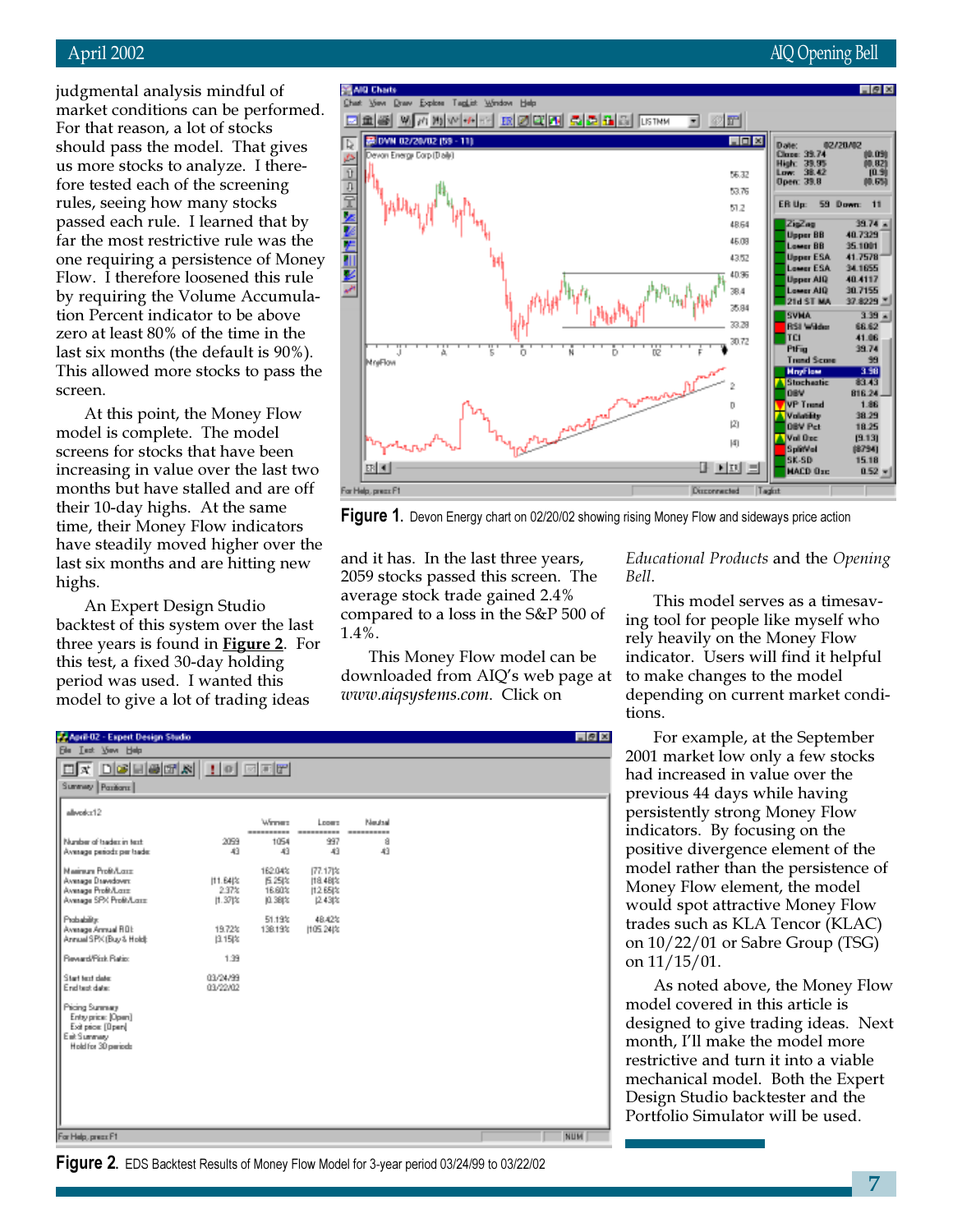judgmental analysis mindful of market conditions can be performed. For that reason, a lot of stocks should pass the model. That gives us more stocks to analyze. I therefore tested each of the screening rules, seeing how many stocks passed each rule. I learned that by far the most restrictive rule was the one requiring a persistence of Money Flow. I therefore loosened this rule by requiring the Volume Accumulation Percent indicator to be above zero at least 80% of the time in the last six months (the default is 90%). This allowed more stocks to pass the screen.

At this point, the Money Flow model is complete. The model screens for stocks that have been increasing in value over the last two months but have stalled and are off their 10-day highs. At the same time, their Money Flow indicators have steadily moved higher over the last six months and are hitting new highs.

An Expert Design Studio backtest of this system over the last three years is found in **Figure 2**. For this test, a fixed 30-day holding period was used. I wanted this model to give a lot of trading ideas and it has. In the last three years, 2059 stocks passed this screen. The average stock trade gained 2.4% compared to a loss in the S&P 500 of 1.4%.

**Figure 1.** Devon Energy chart on 02/20/02 showing rising Money Flow and sideways price action

This Money Flow model can be downloaded from AIQ's web page at *www.aiqsystems.com*. Click on *Educational Products* and the *Opening Bell*.

This model serves as a timesaving tool for people like myself who rely heavily on the Money Flow indicator. Users will find it helpful to make changes to the model depending on current market conditions.

For example, at the September 2001 market low only a few stocks had increased in value over the previous 44 days while having persistently strong Money Flow indicators. By focusing on the positive divergence element of the model rather than the persistence of Money Flow element, the model would spot attractive Money Flow trades such as KLA Tencor (KLAC) on 10/22/01 or Sabre Group (TSG) on 11/15/01.

As noted above, the Money Flow model covered in this article is designed to give trading ideas. Next month, I'll make the model more restrictive and turn it into a viable mechanical model. Both the Expert Design Studio backtester and the Portfolio Simulator will be used.

| | | Winners | Losers | Neutral |
|---|---|---|---|---|
| Number of trades in test: | 2059 | 1054 | 997 | 8 |
| Average periods per trade: | 43 | 43 | 43 | 43 |
| Maximum Profit/Loss: | | 162.04% | (77.17)% | |
| Average Drawdown: | (11.64)% | (5.25)% | (18.48)% | |
| Average Profit/Loss: | 2.37% | 16.60% | (12.65)% | |
| Average SPX Profit/Loss: | (1.37)% | (0.38)% | (2.43)% | |
| Probability: | | 51.19% | 48.42% | |
| Average Annual ROI: | 19.72% | 138.19% | (105.24)% | |
| Annual SPX (Buy & Hold): | (3.15)% | | | |
| Reward/Risk Ratio: | 1.39 | | | |
| Start test date: | 03/24/99 | | | |
| End test date: | 03/22/02 | | | |

Pricing Summary
Entry price: [Open]
Exit price: [Open]
Exit Summary
Hold for 30 periods

**Figure 2.** EDS Backtest Results of Money Flow Model for 3-year period 03/24/99 to 03/22/02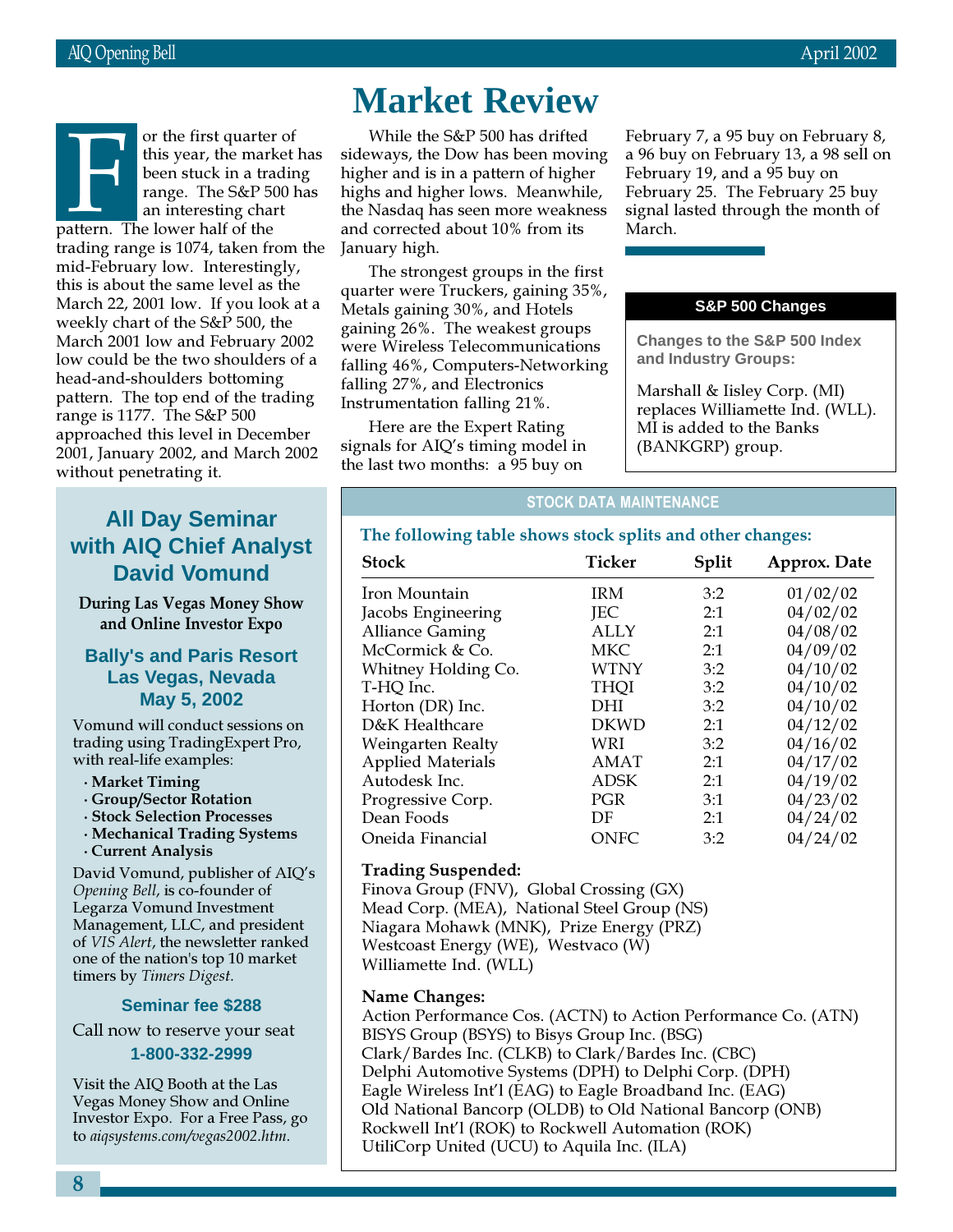# Market Review

For the first quarter of this year, the market has been stuck in a trading range. The S&P 500 has an interesting chart pattern. The lower half of the trading range is 1074, taken from the mid-February low. Interestingly, this is about the same level as the March 22, 2001 low. If you look at a weekly chart of the S&P 500, the March 2001 low and February 2002 low could be the two shoulders of a head-and-shoulders bottoming pattern. The top end of the trading range is 1177. The S&P 500 approached this level in December 2001, January 2002, and March 2002 without penetrating it.

While the S&P 500 has drifted sideways, the Dow has been moving higher and is in a pattern of higher highs and higher lows. Meanwhile, the Nasdaq has seen more weakness and corrected about 10% from its January high.

The strongest groups in the first quarter were Truckers, gaining 35%, Metals gaining 30%, and Hotels gaining 26%. The weakest groups were Wireless Telecommunications falling 46%, Computers-Networking falling 27%, and Electronics Instrumentation falling 21%.

Here are the Expert Rating signals for AIQ's timing model in the last two months: a 95 buy on February 7, a 95 buy on February 8, a 96 buy on February 13, a 98 sell on February 19, and a 95 buy on February 25. The February 25 buy signal lasted through the month of March.

## S&P 500 Changes

**Changes to the S&P 500 Index and Industry Groups:**

Marshall & Iisley Corp. (MI) replaces Williamette Ind. (WLL). MI is added to the Banks (BANKGRP) group.

## All Day Seminar with AIQ Chief Analyst David Vomund

**During Las Vegas Money Show and Online Investor Expo**

**Bally's and Paris Resort**
**Las Vegas, Nevada**
**May 5, 2002**

Vomund will conduct sessions on trading using TradingExpert Pro, with real-life examples:

- **Market Timing**
- **Group/Sector Rotation**
- **Stock Selection Processes**
- **Mechanical Trading Systems**
- **Current Analysis**

David Vomund, publisher of AIQ's *Opening Bell*, is co-founder of Legarza Vomund Investment Management, LLC, and president of *VIS Alert*, the newsletter ranked one of the nation's top 10 market timers by *Timers Digest*.

**Seminar fee $288**

Call now to reserve your seat

**1-800-332-2999**

Visit the AIQ Booth at the Las Vegas Money Show and Online Investor Expo. For a Free Pass, go to *aiqsystems.com/vegas2002.htm.*

## STOCK DATA MAINTENANCE

**The following table shows stock splits and other changes:**

| Stock | Ticker | Split | Approx. Date |
|---|---|---|---|
| Iron Mountain | IRM | 3:2 | 01/02/02 |
| Jacobs Engineering | JEC | 2:1 | 04/02/02 |
| Alliance Gaming | ALLY | 2:1 | 04/08/02 |
| McCormick & Co. | MKC | 2:1 | 04/09/02 |
| Whitney Holding Co. | WTNY | 3:2 | 04/10/02 |
| T-HQ Inc. | THQI | 3:2 | 04/10/02 |
| Horton (DR) Inc. | DHI | 3:2 | 04/10/02 |
| D&K Healthcare | DKWD | 2:1 | 04/12/02 |
| Weingarten Realty | WRI | 3:2 | 04/16/02 |
| Applied Materials | AMAT | 2:1 | 04/17/02 |
| Autodesk Inc. | ADSK | 2:1 | 04/19/02 |
| Progressive Corp. | PGR | 3:1 | 04/23/02 |
| Dean Foods | DF | 2:1 | 04/24/02 |
| Oneida Financial | ONFC | 3:2 | 04/24/02 |

**Trading Suspended:**

Finova Group (FNV), Global Crossing (GX)
Mead Corp. (MEA), National Steel Group (NS)
Niagara Mohawk (MNK), Prize Energy (PRZ)
Westcoast Energy (WE), Westvaco (W)
Williamette Ind. (WLL)

**Name Changes:**

Action Performance Cos. (ACTN) to Action Performance Co. (ATN)
BISYS Group (BSYS) to Bisys Group Inc. (BSG)
Clark/Bardes Inc. (CLKB) to Clark/Bardes Inc. (CBC)
Delphi Automotive Systems (DPH) to Delphi Corp. (DPH)
Eagle Wireless Int'l (EAG) to Eagle Broadband Inc. (EAG)
Old National Bancorp (OLDB) to Old National Bancorp (ONB)
Rockwell Int'l (ROK) to Rockwell Automation (ROK)
UtiliCorp United (UCU) to Aquila Inc. (ILA)